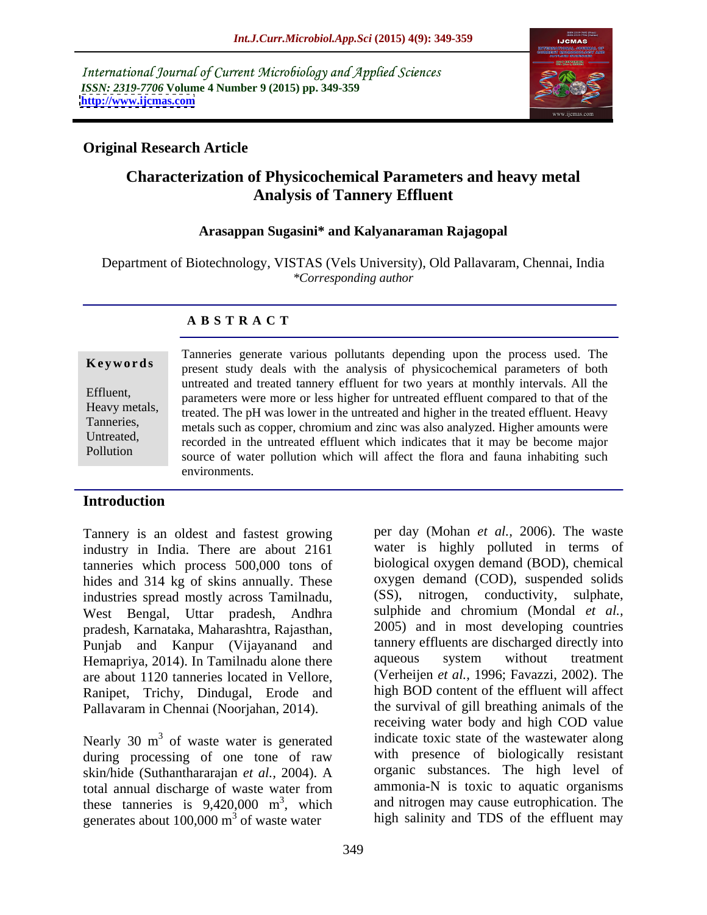International Journal of Current Microbiology and Applied Sciences
*ISSN: 2319-7706* **Volume 4 Number 9 (2015) pp. 349-359**
**http://www.ijcmas.com**

**Original Research Article**

# Characterization of Physicochemical Parameters and heavy metal Analysis of Tannery Effluent

**Arasappan Sugasini\* and Kalyanaraman Rajagopal**

Department of Biotechnology, VISTAS (Vels University), Old Pallavaram, Chennai, India
*\*Corresponding author*

## A B S T R A C T

**Keywords**

Effluent, Heavy metals, Tanneries, Untreated, Pollution

Tanneries generate various pollutants depending upon the process used. The present study deals with the analysis of physicochemical parameters of both untreated and treated tannery effluent for two years at monthly intervals. All the parameters were more or less higher for untreated effluent compared to that of the treated. The pH was lower in the untreated and higher in the treated effluent. Heavy metals such as copper, chromium and zinc was also analyzed. Higher amounts were recorded in the untreated effluent which indicates that it may be become major source of water pollution which will affect the flora and fauna inhabiting such environments.

## Introduction

Tannery is an oldest and fastest growing industry in India. There are about 2161 tanneries which process 500,000 tons of hides and 314 kg of skins annually. These industries spread mostly across Tamilnadu, West Bengal, Uttar pradesh, Andhra pradesh, Karnataka, Maharashtra, Rajasthan, Punjab and Kanpur (Vijayanand and Hemapriya, 2014). In Tamilnadu alone there are about 1120 tanneries located in Vellore, Ranipet, Trichy, Dindugal, Erode and Pallavaram in Chennai (Noorjahan, 2014).

Nearly 30 $m^3$ of waste water is generated during processing of one tone of raw skin/hide (Suthanthararajan *et al.,* 2004). A total annual discharge of waste water from these tanneries is 9,420,000 $m^3$, which generates about 100,000 $m^3$ of waste water per day (Mohan *et al.,* 2006). The waste water is highly polluted in terms of biological oxygen demand (BOD), chemical oxygen demand (COD), suspended solids (SS), nitrogen, conductivity, sulphate, sulphide and chromium (Mondal *et al.,* 2005) and in most developing countries tannery effluents are discharged directly into aqueous system without treatment (Verheijen *et al.,* 1996; Favazzi, 2002). The high BOD content of the effluent will affect the survival of gill breathing animals of the receiving water body and high COD value indicate toxic state of the wastewater along with presence of biologically resistant organic substances. The high level of ammonia-N is toxic to aquatic organisms and nitrogen may cause eutrophication. The high salinity and TDS of the effluent may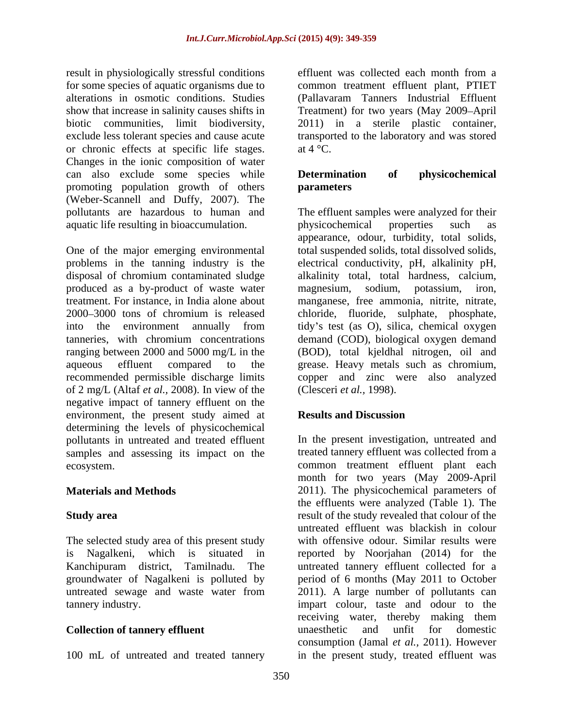result in physiologically stressful conditions for some species of aquatic organisms due to alterations in osmotic conditions. Studies show that increase in salinity causes shifts in biotic communities, limit biodiversity, exclude less tolerant species and cause acute or chronic effects at specific life stages. Changes in the ionic composition of water can also exclude some species while promoting population growth of others (Weber-Scannell and Duffy, 2007). The pollutants are hazardous to human and aquatic life resulting in bioaccumulation.

One of the major emerging environmental problems in the tanning industry is the disposal of chromium contaminated sludge produced as a by-product of waste water treatment. For instance, in India alone about 2000–3000 tons of chromium is released into the environment annually from tanneries, with chromium concentrations ranging between 2000 and 5000 mg/L in the aqueous effluent compared to the recommended permissible discharge limits of 2 mg/L (Altaf *et al.*, 2008). In view of the negative impact of tannery effluent on the environment, the present study aimed at determining the levels of physicochemical pollutants in untreated and treated effluent samples and assessing its impact on the ecosystem.

## Materials and Methods

### Study area

The selected study area of this present study is Nagalkeni, which is situated in Kanchipuram district, Tamilnadu. The groundwater of Nagalkeni is polluted by untreated sewage and waste water from tannery industry.

### Collection of tannery effluent

100 mL of untreated and treated tannery effluent was collected each month from a common treatment effluent plant, PTIET (Pallavaram Tanners Industrial Effluent Treatment) for two years (May 2009–April 2011) in a sterile plastic container, transported to the laboratory and was stored at 4 °C.

### Determination of physicochemical parameters

The effluent samples were analyzed for their physicochemical properties such as appearance, odour, turbidity, total solids, total suspended solids, total dissolved solids, electrical conductivity, pH, alkalinity pH, alkalinity total, total hardness, calcium, magnesium, sodium, potassium, iron, manganese, free ammonia, nitrite, nitrate, chloride, fluoride, sulphate, phosphate, tidy's test (as O), silica, chemical oxygen demand (COD), biological oxygen demand (BOD), total kjeldhal nitrogen, oil and grease. Heavy metals such as chromium, copper and zinc were also analyzed (Clesceri *et al.*, 1998).

## Results and Discussion

In the present investigation, untreated and treated tannery effluent was collected from a common treatment effluent plant each month for two years (May 2009-April 2011). The physicochemical parameters of the effluents were analyzed (Table 1). The result of the study revealed that colour of the untreated effluent was blackish in colour with offensive odour. Similar results were reported by Noorjahan (2014) for the untreated tannery effluent collected for a period of 6 months (May 2011 to October 2011). A large number of pollutants can impart colour, taste and odour to the receiving water, thereby making them unaesthetic and unfit for domestic consumption (Jamal *et al.*, 2011). However in the present study, treated effluent was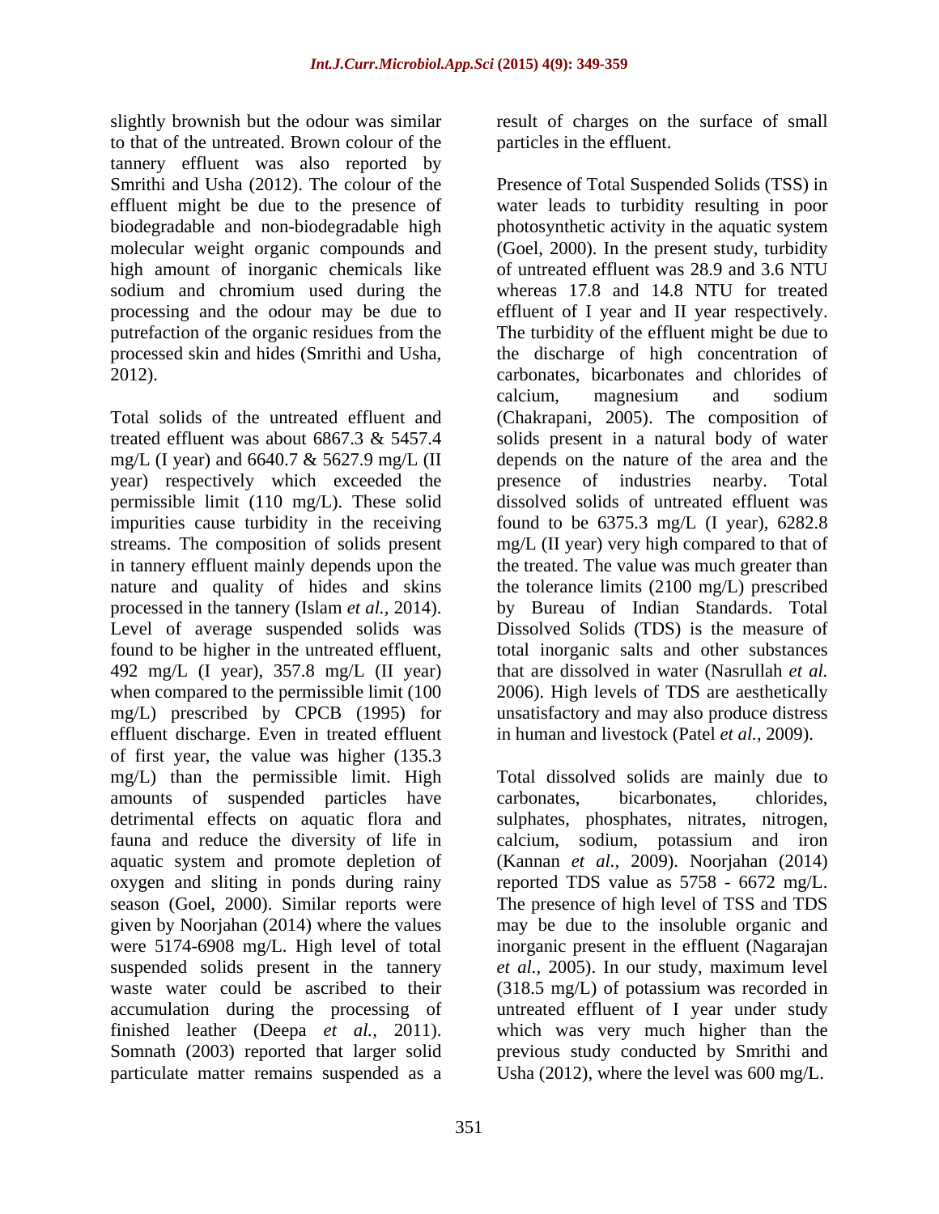slightly brownish but the odour was similar to that of the untreated. Brown colour of the tannery effluent was also reported by Smrithi and Usha (2012). The colour of the effluent might be due to the presence of biodegradable and non-biodegradable high molecular weight organic compounds and high amount of inorganic chemicals like sodium and chromium used during the processing and the odour may be due to putrefaction of the organic residues from the processed skin and hides (Smrithi and Usha, 2012).

Total solids of the untreated effluent and treated effluent was about 6867.3 & 5457.4 mg/L (I year) and 6640.7 & 5627.9 mg/L (II year) respectively which exceeded the permissible limit (110 mg/L). These solid impurities cause turbidity in the receiving streams. The composition of solids present in tannery effluent mainly depends upon the nature and quality of hides and skins processed in the tannery (Islam *et al.*, 2014). Level of average suspended solids was found to be higher in the untreated effluent, 492 mg/L (I year), 357.8 mg/L (II year) when compared to the permissible limit (100 mg/L) prescribed by CPCB (1995) for effluent discharge. Even in treated effluent of first year, the value was higher (135.3 mg/L) than the permissible limit. High amounts of suspended particles have detrimental effects on aquatic flora and fauna and reduce the diversity of life in aquatic system and promote depletion of oxygen and sliting in ponds during rainy season (Goel, 2000). Similar reports were given by Noorjahan (2014) where the values were 5174-6908 mg/L. High level of total suspended solids present in the tannery waste water could be ascribed to their accumulation during the processing of finished leather (Deepa *et al.*, 2011). Somnath (2003) reported that larger solid particulate matter remains suspended as a result of charges on the surface of small particles in the effluent.

Presence of Total Suspended Solids (TSS) in water leads to turbidity resulting in poor photosynthetic activity in the aquatic system (Goel, 2000). In the present study, turbidity of untreated effluent was 28.9 and 3.6 NTU whereas 17.8 and 14.8 NTU for treated effluent of I year and II year respectively. The turbidity of the effluent might be due to the discharge of high concentration of carbonates, bicarbonates and chlorides of calcium, magnesium and sodium (Chakrapani, 2005). The composition of solids present in a natural body of water depends on the nature of the area and the presence of industries nearby. Total dissolved solids of untreated effluent was found to be 6375.3 mg/L (I year), 6282.8 mg/L (II year) very high compared to that of the treated. The value was much greater than the tolerance limits (2100 mg/L) prescribed by Bureau of Indian Standards. Total Dissolved Solids (TDS) is the measure of total inorganic salts and other substances that are dissolved in water (Nasrullah *et al.* 2006). High levels of TDS are aesthetically unsatisfactory and may also produce distress in human and livestock (Patel *et al.*, 2009).

Total dissolved solids are mainly due to carbonates, bicarbonates, chlorides, sulphates, phosphates, nitrates, nitrogen, calcium, sodium, potassium and iron (Kannan *et al.*, 2009). Noorjahan (2014) reported TDS value as 5758 - 6672 mg/L. The presence of high level of TSS and TDS may be due to the insoluble organic and inorganic present in the effluent (Nagarajan *et al.*, 2005). In our study, maximum level (318.5 mg/L) of potassium was recorded in untreated effluent of I year under study which was very much higher than the previous study conducted by Smrithi and Usha (2012), where the level was 600 mg/L.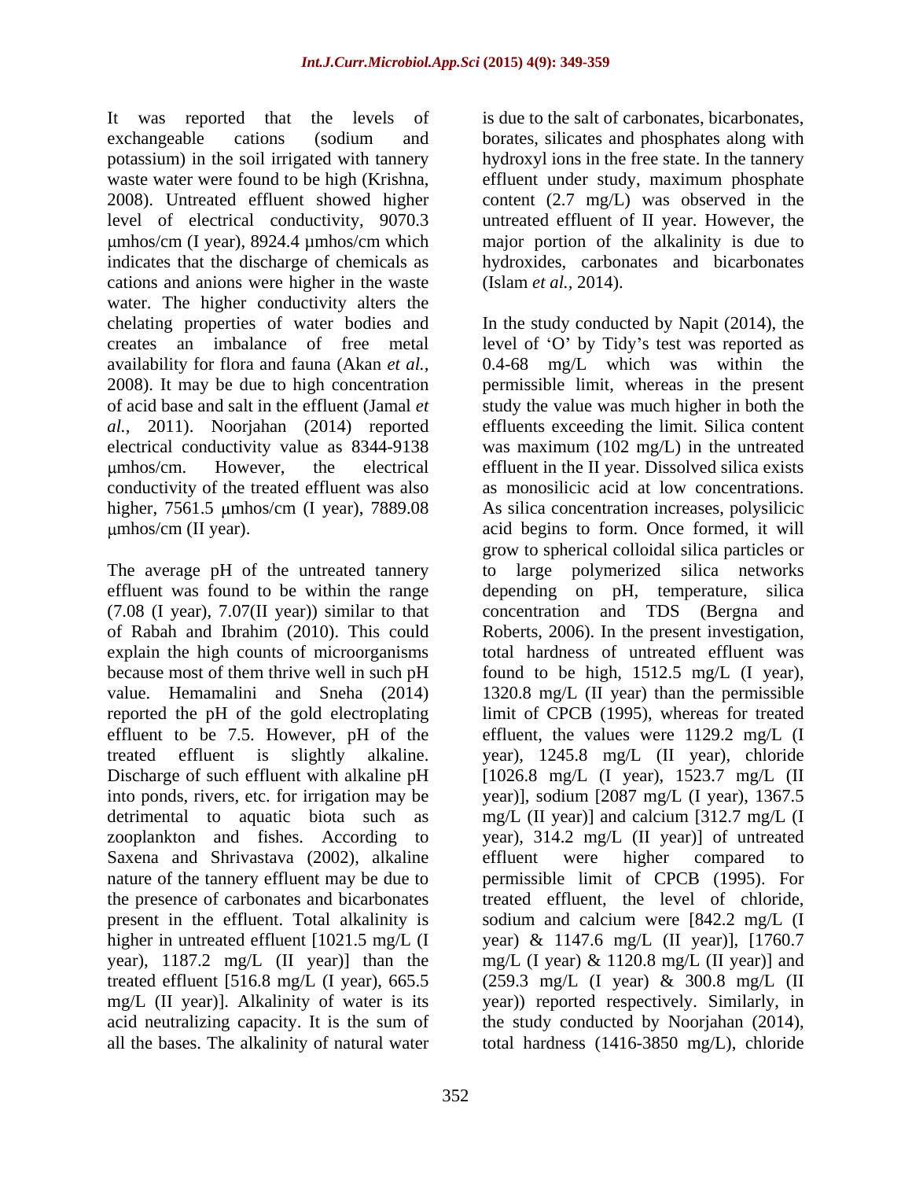It was reported that the levels of exchangeable cations (sodium and potassium) in the soil irrigated with tannery waste water were found to be high (Krishna, 2008). Untreated effluent showed higher level of electrical conductivity, 9070.3 μmhos/cm (I year), 8924.4 μmhos/cm which indicates that the discharge of chemicals as cations and anions were higher in the waste water. The higher conductivity alters the chelating properties of water bodies and creates an imbalance of free metal availability for flora and fauna (Akan *et al.*, 2008). It may be due to high concentration of acid base and salt in the effluent (Jamal *et al.*, 2011). Noorjahan (2014) reported electrical conductivity value as 8344-9138 μmhos/cm. However, the electrical conductivity of the treated effluent was also higher, 7561.5 μmhos/cm (I year), 7889.08 μmhos/cm (II year).

The average pH of the untreated tannery effluent was found to be within the range (7.08 (I year), 7.07(II year)) similar to that of Rabah and Ibrahim (2010). This could explain the high counts of microorganisms because most of them thrive well in such pH value. Hemamalini and Sneha (2014) reported the pH of the gold electroplating effluent to be 7.5. However, pH of the treated effluent is slightly alkaline. Discharge of such effluent with alkaline pH into ponds, rivers, etc. for irrigation may be detrimental to aquatic biota such as zooplankton and fishes. According to Saxena and Shrivastava (2002), alkaline nature of the tannery effluent may be due to the presence of carbonates and bicarbonates present in the effluent. Total alkalinity is higher in untreated effluent [1021.5 mg/L (I year), 1187.2 mg/L (II year)] than the treated effluent [516.8 mg/L (I year), 665.5 mg/L (II year)]. Alkalinity of water is its acid neutralizing capacity. It is the sum of all the bases. The alkalinity of natural water is due to the salt of carbonates, bicarbonates, borates, silicates and phosphates along with hydroxyl ions in the free state. In the tannery effluent under study, maximum phosphate content (2.7 mg/L) was observed in the untreated effluent of II year. However, the major portion of the alkalinity is due to hydroxides, carbonates and bicarbonates (Islam *et al.*, 2014).

In the study conducted by Napit (2014), the level of 'O' by Tidy's test was reported as 0.4-68 mg/L which was within the permissible limit, whereas in the present study the value was much higher in both the effluents exceeding the limit. Silica content was maximum (102 mg/L) in the untreated effluent in the II year. Dissolved silica exists as monosilicic acid at low concentrations. As silica concentration increases, polysilicic acid begins to form. Once formed, it will grow to spherical colloidal silica particles or to large polymerized silica networks depending on pH, temperature, silica concentration and TDS (Bergna and Roberts, 2006). In the present investigation, total hardness of untreated effluent was found to be high, 1512.5 mg/L (I year), 1320.8 mg/L (II year) than the permissible limit of CPCB (1995), whereas for treated effluent, the values were 1129.2 mg/L (I year), 1245.8 mg/L (II year), chloride [1026.8 mg/L (I year), 1523.7 mg/L (II year)], sodium [2087 mg/L (I year), 1367.5 mg/L (II year)] and calcium [312.7 mg/L (I year), 314.2 mg/L (II year)] of untreated effluent were higher compared to permissible limit of CPCB (1995). For treated effluent, the level of chloride, sodium and calcium were [842.2 mg/L (I year) & 1147.6 mg/L (II year)], [1760.7 mg/L (I year) & 1120.8 mg/L (II year)] and (259.3 mg/L (I year) & 300.8 mg/L (II year)) reported respectively. Similarly, in the study conducted by Noorjahan (2014), total hardness (1416-3850 mg/L), chloride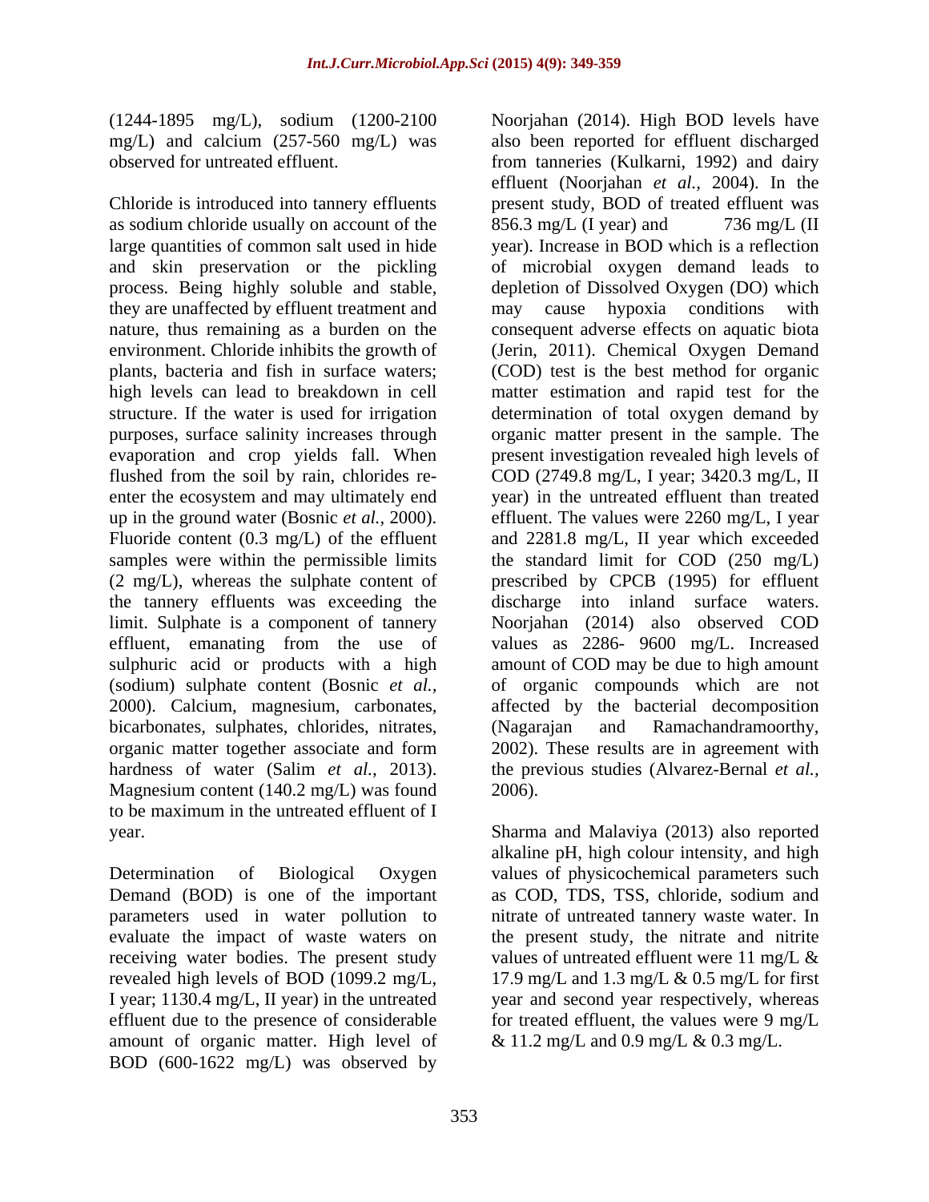(1244-1895 mg/L), sodium (1200-2100 mg/L) and calcium (257-560 mg/L) was observed for untreated effluent.

Chloride is introduced into tannery effluents as sodium chloride usually on account of the large quantities of common salt used in hide and skin preservation or the pickling process. Being highly soluble and stable, they are unaffected by effluent treatment and nature, thus remaining as a burden on the environment. Chloride inhibits the growth of plants, bacteria and fish in surface waters; high levels can lead to breakdown in cell structure. If the water is used for irrigation purposes, surface salinity increases through evaporation and crop yields fall. When flushed from the soil by rain, chlorides re-enter the ecosystem and may ultimately end up in the ground water (Bosnic *et al.*, 2000). Fluoride content (0.3 mg/L) of the effluent samples were within the permissible limits (2 mg/L), whereas the sulphate content of the tannery effluents was exceeding the limit. Sulphate is a component of tannery effluent, emanating from the use of sulphuric acid or products with a high (sodium) sulphate content (Bosnic *et al.*, 2000). Calcium, magnesium, carbonates, bicarbonates, sulphates, chlorides, nitrates, organic matter together associate and form hardness of water (Salim *et al.*, 2013). Magnesium content (140.2 mg/L) was found to be maximum in the untreated effluent of I year.

Determination of Biological Oxygen Demand (BOD) is one of the important parameters used in water pollution to evaluate the impact of waste waters on receiving water bodies. The present study revealed high levels of BOD (1099.2 mg/L, I year; 1130.4 mg/L, II year) in the untreated effluent due to the presence of considerable amount of organic matter. High level of BOD (600-1622 mg/L) was observed by Noorjahan (2014). High BOD levels have also been reported for effluent discharged from tanneries (Kulkarni, 1992) and dairy effluent (Noorjahan *et al.*, 2004). In the present study, BOD of treated effluent was 856.3 mg/L (I year) and 736 mg/L (II year). Increase in BOD which is a reflection of microbial oxygen demand leads to depletion of Dissolved Oxygen (DO) which may cause hypoxia conditions with consequent adverse effects on aquatic biota (Jerin, 2011). Chemical Oxygen Demand (COD) test is the best method for organic matter estimation and rapid test for the determination of total oxygen demand by organic matter present in the sample. The present investigation revealed high levels of COD (2749.8 mg/L, I year; 3420.3 mg/L, II year) in the untreated effluent than treated effluent. The values were 2260 mg/L, I year and 2281.8 mg/L, II year which exceeded the standard limit for COD (250 mg/L) prescribed by CPCB (1995) for effluent discharge into inland surface waters. Noorjahan (2014) also observed COD values as 2286- 9600 mg/L. Increased amount of COD may be due to high amount of organic compounds which are not affected by the bacterial decomposition (Nagarajan and Ramachandramoorthy, 2002). These results are in agreement with the previous studies (Alvarez-Bernal *et al.*, 2006).

Sharma and Malaviya (2013) also reported alkaline pH, high colour intensity, and high values of physicochemical parameters such as COD, TDS, TSS, chloride, sodium and nitrate of untreated tannery waste water. In the present study, the nitrate and nitrite values of untreated effluent were 11 mg/L & 17.9 mg/L and 1.3 mg/L & 0.5 mg/L for first year and second year respectively, whereas for treated effluent, the values were 9 mg/L & 11.2 mg/L and 0.9 mg/L & 0.3 mg/L.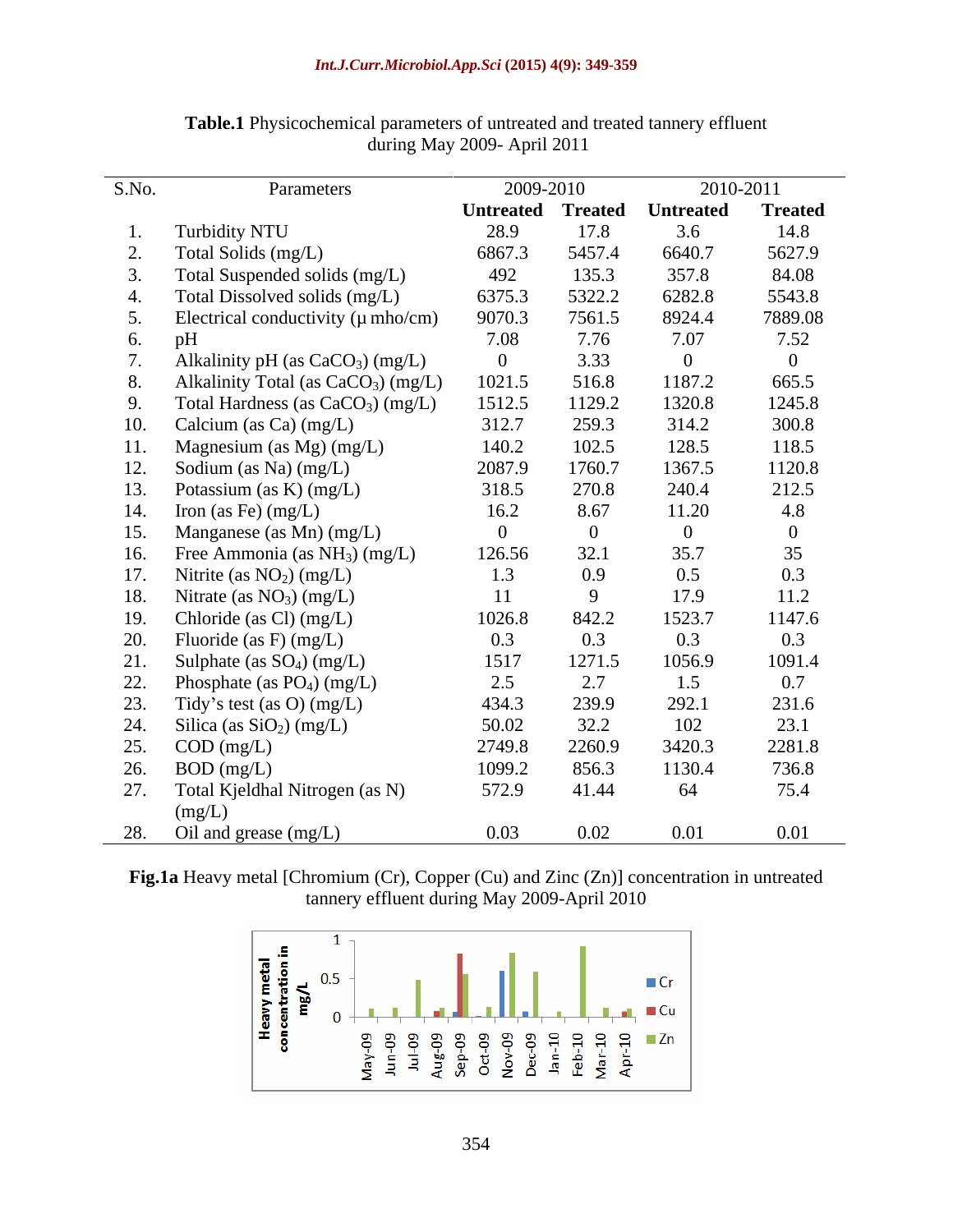**Table.1** Physicochemical parameters of untreated and treated tannery effluent during May 2009- April 2011

| S.No. | Parameters | 2009-2010 | | 2010-2011 | |
|---|---|---|---|---|---|
| | | **Untreated** | **Treated** | **Untreated** | **Treated** |
| 1. | Turbidity NTU | 28.9 | 17.8 | 3.6 | 14.8 |
| 2. | Total Solids (mg/L) | 6867.3 | 5457.4 | 6640.7 | 5627.9 |
| 3. | Total Suspended solids (mg/L) | 492 | 135.3 | 357.8 | 84.08 |
| 4. | Total Dissolved solids (mg/L) | 6375.3 | 5322.2 | 6282.8 | 5543.8 |
| 5. | Electrical conductivity (µ mho/cm) | 9070.3 | 7561.5 | 8924.4 | 7889.08 |
| 6. | pH | 7.08 | 7.76 | 7.07 | 7.52 |
| 7. | Alkalinity pH (as $CaCO_3$) (mg/L) | 0 | 3.33 | 0 | 0 |
| 8. | Alkalinity Total (as $CaCO_3$) (mg/L) | 1021.5 | 516.8 | 1187.2 | 665.5 |
| 9. | Total Hardness (as $CaCO_3$) (mg/L) | 1512.5 | 1129.2 | 1320.8 | 1245.8 |
| 10. | Calcium (as Ca) (mg/L) | 312.7 | 259.3 | 314.2 | 300.8 |
| 11. | Magnesium (as Mg) (mg/L) | 140.2 | 102.5 | 128.5 | 118.5 |
| 12. | Sodium (as Na) (mg/L) | 2087.9 | 1760.7 | 1367.5 | 1120.8 |
| 13. | Potassium (as K) (mg/L) | 318.5 | 270.8 | 240.4 | 212.5 |
| 14. | Iron (as Fe) (mg/L) | 16.2 | 8.67 | 11.20 | 4.8 |
| 15. | Manganese (as Mn) (mg/L) | 0 | 0 | 0 | 0 |
| 16. | Free Ammonia (as $NH_3$) (mg/L) | 126.56 | 32.1 | 35.7 | 35 |
| 17. | Nitrite (as $NO_2$) (mg/L) | 1.3 | 0.9 | 0.5 | 0.3 |
| 18. | Nitrate (as $NO_3$) (mg/L) | 11 | 9 | 17.9 | 11.2 |
| 19. | Chloride (as Cl) (mg/L) | 1026.8 | 842.2 | 1523.7 | 1147.6 |
| 20. | Fluoride (as F) (mg/L) | 0.3 | 0.3 | 0.3 | 0.3 |
| 21. | Sulphate (as $SO_4$) (mg/L) | 1517 | 1271.5 | 1056.9 | 1091.4 |
| 22. | Phosphate (as $PO_4$) (mg/L) | 2.5 | 2.7 | 1.5 | 0.7 |
| 23. | Tidy's test (as O) (mg/L) | 434.3 | 239.9 | 292.1 | 231.6 |
| 24. | Silica (as $SiO_2$) (mg/L) | 50.02 | 32.2 | 102 | 23.1 |
| 25. | COD (mg/L) | 2749.8 | 2260.9 | 3420.3 | 2281.8 |
| 26. | BOD (mg/L) | 1099.2 | 856.3 | 1130.4 | 736.8 |
| 27. | Total Kjeldhal Nitrogen (as N) (mg/L) | 572.9 | 41.44 | 64 | 75.4 |
| 28. | Oil and grease (mg/L) | 0.03 | 0.02 | 0.01 | 0.01 |

**Fig.1a** Heavy metal [Chromium (Cr), Copper (Cu) and Zinc (Zn)] concentration in untreated tannery effluent during May 2009-April 2010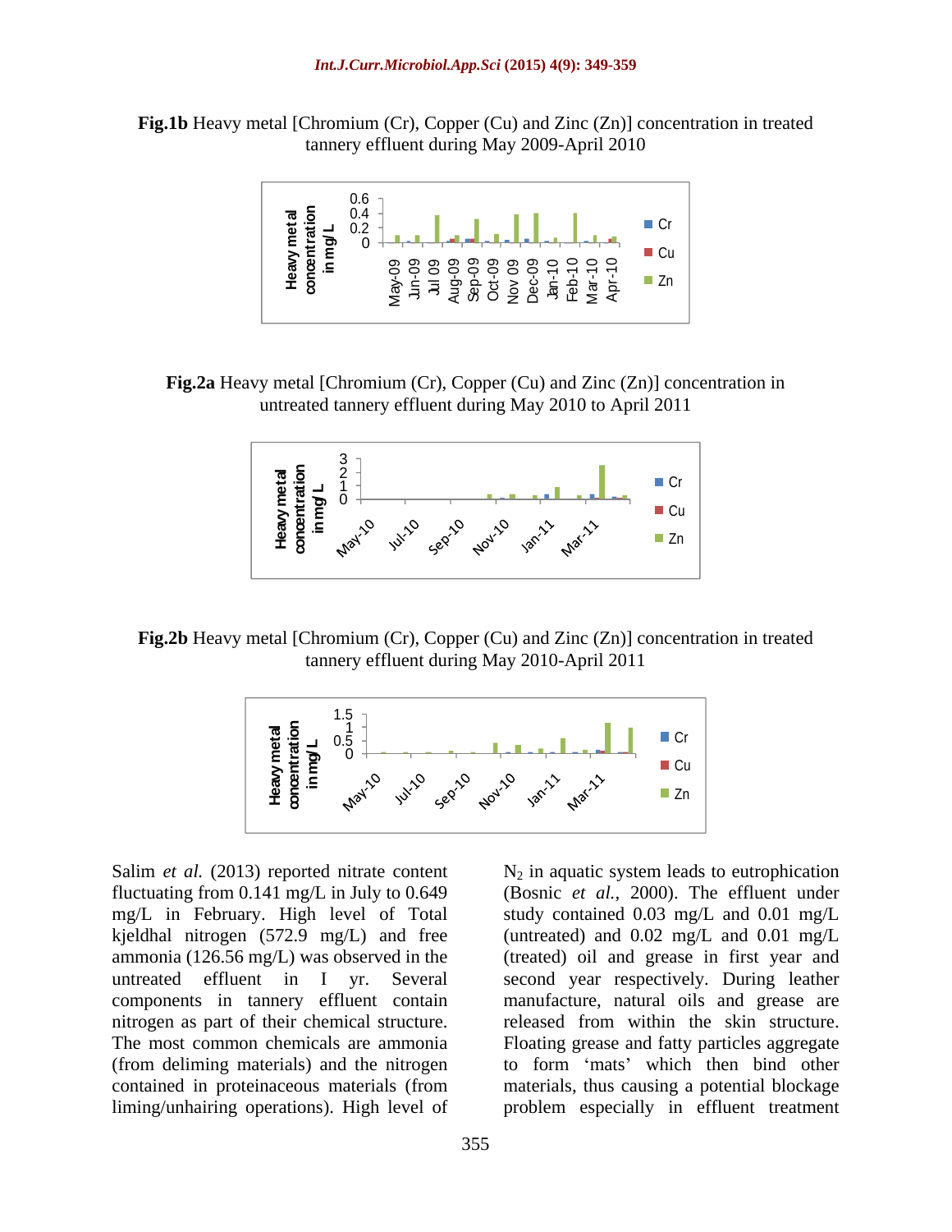**Fig.1b** Heavy metal [Chromium (Cr), Copper (Cu) and Zinc (Zn)] concentration in treated tannery effluent during May 2009-April 2010

**Fig.2a** Heavy metal [Chromium (Cr), Copper (Cu) and Zinc (Zn)] concentration in untreated tannery effluent during May 2010 to April 2011

**Fig.2b** Heavy metal [Chromium (Cr), Copper (Cu) and Zinc (Zn)] concentration in treated tannery effluent during May 2010-April 2011

Salim *et al.* (2013) reported nitrate content fluctuating from 0.141 mg/L in July to 0.649 mg/L in February. High level of Total kjeldhal nitrogen (572.9 mg/L) and free ammonia (126.56 mg/L) was observed in the untreated effluent in I yr. Several components in tannery effluent contain nitrogen as part of their chemical structure. The most common chemicals are ammonia (from deliming materials) and the nitrogen contained in proteinaceous materials (from liming/unhairing operations). High level of $N_2$ in aquatic system leads to eutrophication (Bosnic *et al.*, 2000). The effluent under study contained 0.03 mg/L and 0.01 mg/L (untreated) and 0.02 mg/L and 0.01 mg/L (treated) oil and grease in first year and second year respectively. During leather manufacture, natural oils and grease are released from within the skin structure. Floating grease and fatty particles aggregate to form 'mats' which then bind other materials, thus causing a potential blockage problem especially in effluent treatment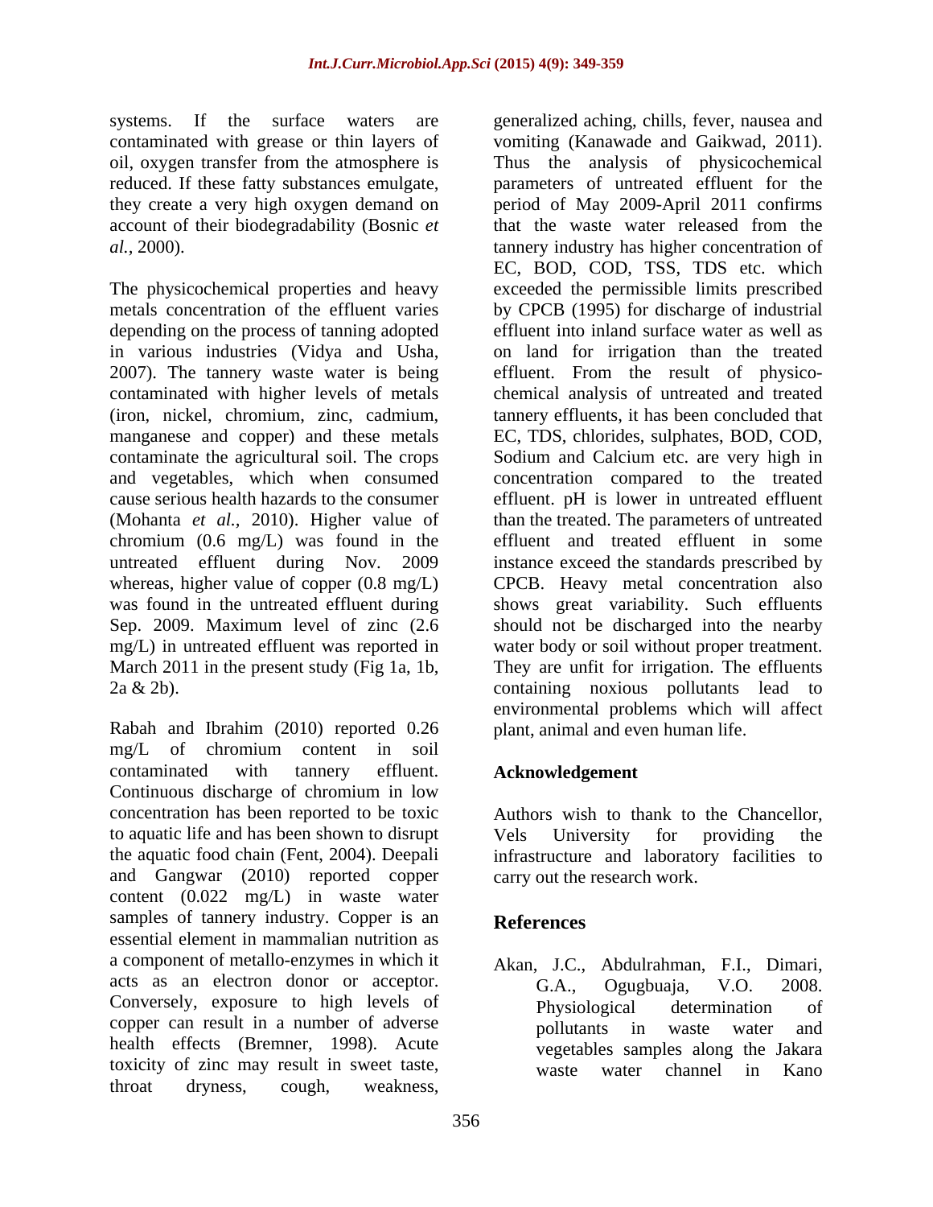systems. If the surface waters are contaminated with grease or thin layers of oil, oxygen transfer from the atmosphere is reduced. If these fatty substances emulgate, they create a very high oxygen demand on account of their biodegradability (Bosnic *et al.,* 2000).

The physicochemical properties and heavy metals concentration of the effluent varies depending on the process of tanning adopted in various industries (Vidya and Usha, 2007). The tannery waste water is being contaminated with higher levels of metals (iron, nickel, chromium, zinc, cadmium, manganese and copper) and these metals contaminate the agricultural soil. The crops and vegetables, which when consumed cause serious health hazards to the consumer (Mohanta *et al.,* 2010). Higher value of chromium (0.6 mg/L) was found in the untreated effluent during Nov. 2009 whereas, higher value of copper (0.8 mg/L) was found in the untreated effluent during Sep. 2009. Maximum level of zinc (2.6 mg/L) in untreated effluent was reported in March 2011 in the present study (Fig 1a, 1b, 2a & 2b).

Rabah and Ibrahim (2010) reported 0.26 mg/L of chromium content in soil contaminated with tannery effluent. Continuous discharge of chromium in low concentration has been reported to be toxic to aquatic life and has been shown to disrupt the aquatic food chain (Fent, 2004). Deepali and Gangwar (2010) reported copper content (0.022 mg/L) in waste water samples of tannery industry. Copper is an essential element in mammalian nutrition as a component of metallo-enzymes in which it acts as an electron donor or acceptor. Conversely, exposure to high levels of copper can result in a number of adverse health effects (Bremner, 1998). Acute toxicity of zinc may result in sweet taste, throat dryness, cough, weakness, generalized aching, chills, fever, nausea and vomiting (Kanawade and Gaikwad, 2011). Thus the analysis of physicochemical parameters of untreated effluent for the period of May 2009-April 2011 confirms that the waste water released from the tannery industry has higher concentration of EC, BOD, COD, TSS, TDS etc. which exceeded the permissible limits prescribed by CPCB (1995) for discharge of industrial effluent into inland surface water as well as on land for irrigation than the treated effluent. From the result of physico-chemical analysis of untreated and treated tannery effluents, it has been concluded that EC, TDS, chlorides, sulphates, BOD, COD, Sodium and Calcium etc. are very high in concentration compared to the treated effluent. pH is lower in untreated effluent than the treated. The parameters of untreated effluent and treated effluent in some instance exceed the standards prescribed by CPCB. Heavy metal concentration also shows great variability. Such effluents should not be discharged into the nearby water body or soil without proper treatment. They are unfit for irrigation. The effluents containing noxious pollutants lead to environmental problems which will affect plant, animal and even human life.

## Acknowledgement

Authors wish to thank to the Chancellor, Vels University for providing the infrastructure and laboratory facilities to carry out the research work.

## References

Akan, J.C., Abdulrahman, F.I., Dimari, G.A., Ogugbuaja, V.O. 2008. Physiological determination of pollutants in waste water and vegetables samples along the Jakara waste water channel in Kano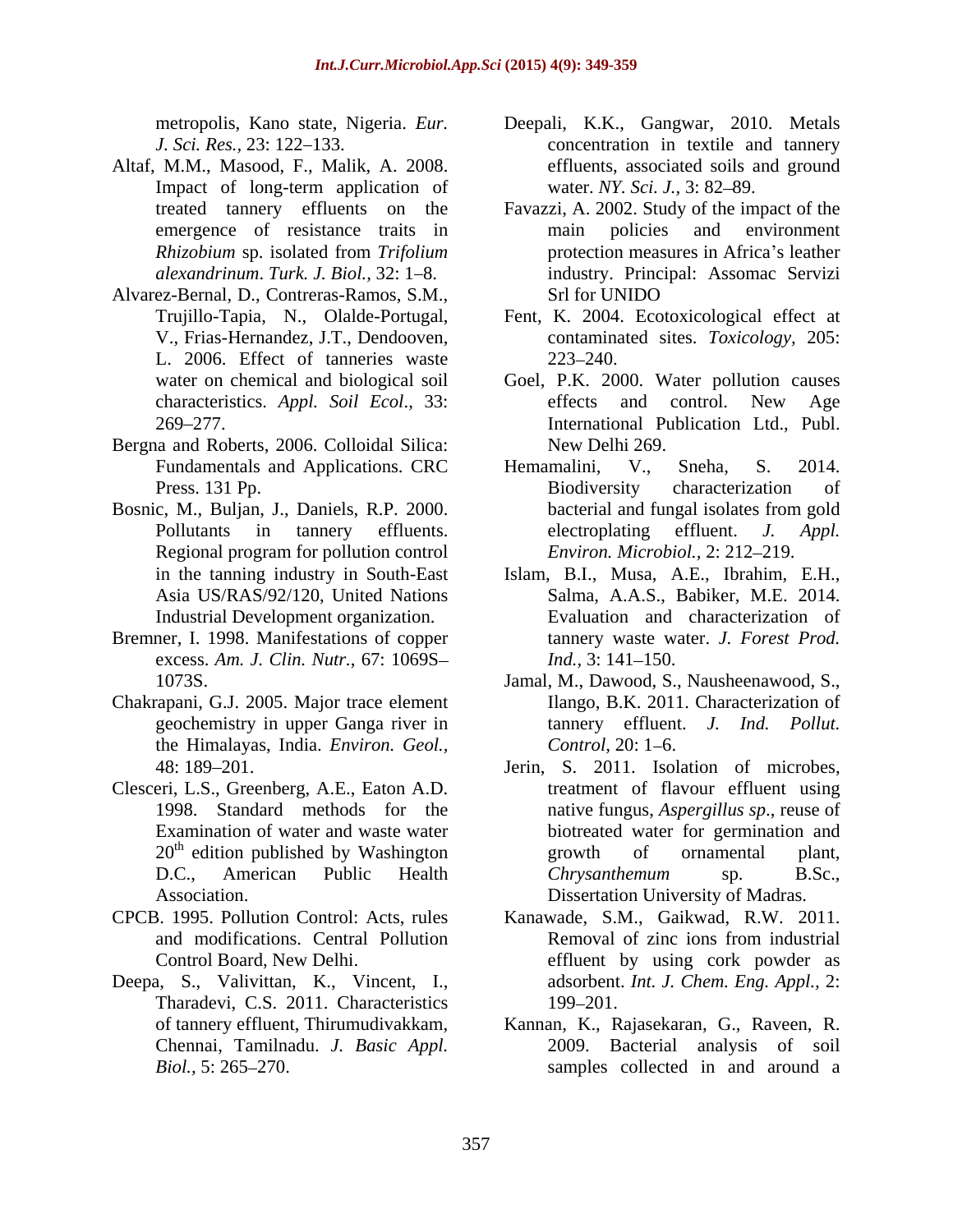metropolis, Kano state, Nigeria. *Eur. J. Sci. Res.*, 23: 122–133.

Altaf, M.M., Masood, F., Malik, A. 2008. Impact of long-term application of treated tannery effluents on the emergence of resistance traits in *Rhizobium* sp. isolated from *Trifolium alexandrinum*. *Turk. J. Biol.*, 32: 1–8.

Alvarez-Bernal, D., Contreras-Ramos, S.M., Trujillo-Tapia, N., Olalde-Portugal, V., Frias-Hernandez, J.T., Dendooven, L. 2006. Effect of tanneries waste water on chemical and biological soil characteristics. *Appl. Soil Ecol*., 33: 269–277.

Bergna and Roberts, 2006. Colloidal Silica: Fundamentals and Applications. CRC Press. 131 Pp.

Bosnic, M., Buljan, J., Daniels, R.P. 2000. Pollutants in tannery effluents. Regional program for pollution control in the tanning industry in South-East Asia US/RAS/92/120, United Nations Industrial Development organization.

Bremner, I. 1998. Manifestations of copper excess. *Am. J. Clin. Nutr.*, 67: 1069S–1073S.

Chakrapani, G.J. 2005. Major trace element geochemistry in upper Ganga river in the Himalayas, India. *Environ. Geol.*, 48: 189–201.

Clesceri, L.S., Greenberg, A.E., Eaton A.D. 1998. Standard methods for the Examination of water and waste water 20th edition published by Washington D.C., American Public Health Association.

CPCB. 1995. Pollution Control: Acts, rules and modifications. Central Pollution Control Board, New Delhi.

Deepa, S., Valivittan, K., Vincent, I., Tharadevi, C.S. 2011. Characteristics of tannery effluent, Thirumudivakkam, Chennai, Tamilnadu. *J. Basic Appl. Biol.*, 5: 265–270.

Deepali, K.K., Gangwar, 2010. Metals concentration in textile and tannery effluents, associated soils and ground water. *NY. Sci. J.*, 3: 82–89.

Favazzi, A. 2002. Study of the impact of the main policies and environment protection measures in Africa's leather industry. Principal: Assomac Servizi Srl for UNIDO

Fent, K. 2004. Ecotoxicological effect at contaminated sites. *Toxicology*, 205: 223–240.

Goel, P.K. 2000. Water pollution causes effects and control. New Age International Publication Ltd., Publ. New Delhi 269.

Hemamalini, V., Sneha, S. 2014. Biodiversity characterization of bacterial and fungal isolates from gold electroplating effluent. *J. Appl. Environ. Microbiol.*, 2: 212–219.

Islam, B.I., Musa, A.E., Ibrahim, E.H., Salma, A.A.S., Babiker, M.E. 2014. Evaluation and characterization of tannery waste water. *J. Forest Prod. Ind.*, 3: 141–150.

Jamal, M., Dawood, S., Nausheenawood, S., Ilango, B.K. 2011. Characterization of tannery effluent. *J. Ind. Pollut. Control*, 20: 1–6.

Jerin, S. 2011. Isolation of microbes, treatment of flavour effluent using native fungus, *Aspergillus sp*., reuse of biotreated water for germination and growth of ornamental plant, *Chrysanthemum* sp. B.Sc., Dissertation University of Madras.

Kanawade, S.M., Gaikwad, R.W. 2011. Removal of zinc ions from industrial effluent by using cork powder as adsorbent. *Int. J. Chem. Eng. Appl.*, 2: 199–201.

Kannan, K., Rajasekaran, G., Raveen, R. 2009. Bacterial analysis of soil samples collected in and around a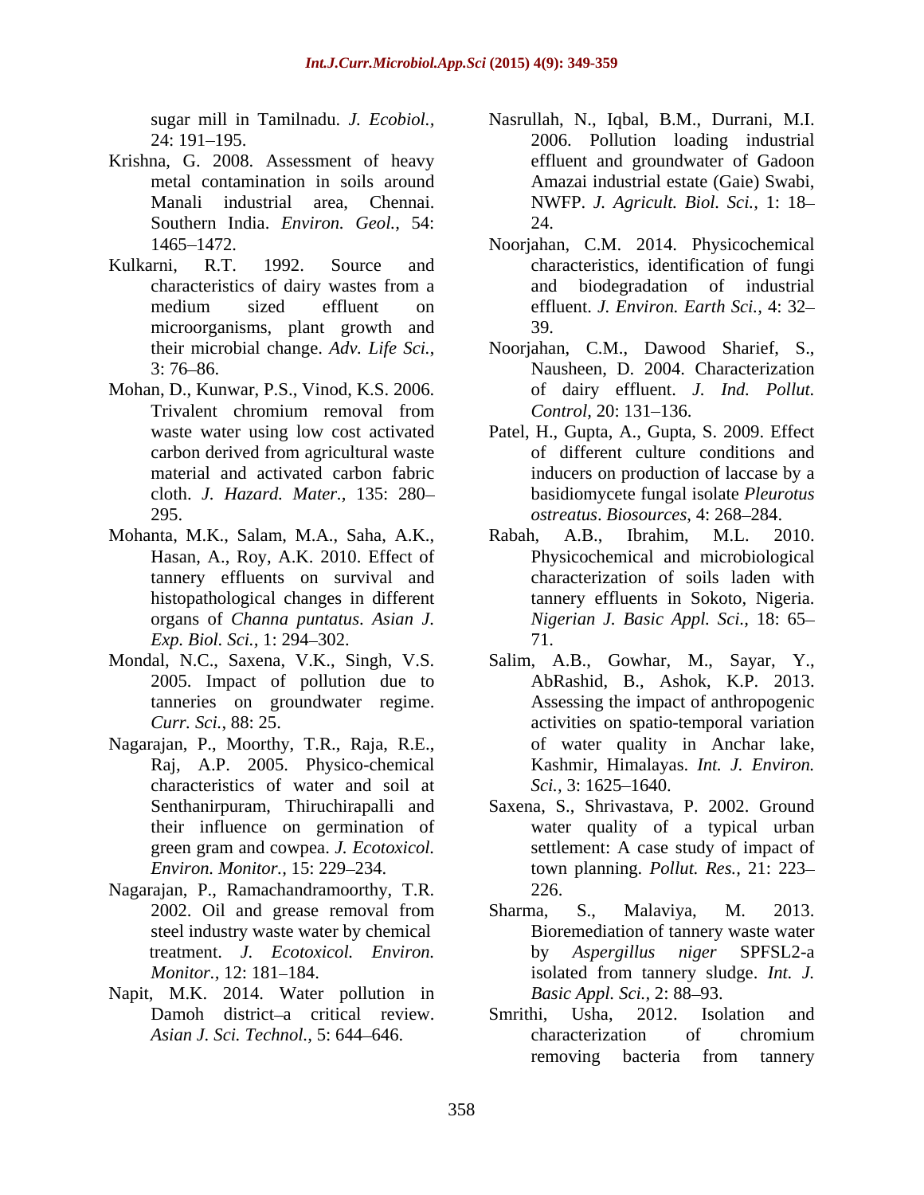sugar mill in Tamilnadu. *J. Ecobiol.*, 24: 191–195.

Krishna, G. 2008. Assessment of heavy metal contamination in soils around Manali industrial area, Chennai. Southern India. *Environ. Geol.*, 54: 1465–1472.

Kulkarni, R.T. 1992. Source and characteristics of dairy wastes from a medium sized effluent on microorganisms, plant growth and their microbial change. *Adv. Life Sci.*, 3: 76–86.

Mohan, D., Kunwar, P.S., Vinod, K.S. 2006. Trivalent chromium removal from waste water using low cost activated carbon derived from agricultural waste material and activated carbon fabric cloth. *J. Hazard. Mater.,* 135: 280–295.

Mohanta, M.K., Salam, M.A., Saha, A.K., Hasan, A., Roy, A.K. 2010. Effect of tannery effluents on survival and histopathological changes in different organs of *Channa puntatus*. *Asian J. Exp. Biol. Sci.,* 1: 294–302.

Mondal, N.C., Saxena, V.K., Singh, V.S. 2005. Impact of pollution due to tanneries on groundwater regime. *Curr. Sci.*, 88: 25.

Nagarajan, P., Moorthy, T.R., Raja, R.E., Raj, A.P. 2005. Physico-chemical characteristics of water and soil at Senthanirpuram, Thiruchirapalli and their influence on germination of green gram and cowpea. *J. Ecotoxicol. Environ. Monitor.,* 15: 229–234.

Nagarajan, P., Ramachandramoorthy, T.R. 2002. Oil and grease removal from steel industry waste water by chemical treatment. *J. Ecotoxicol. Environ. Monitor.*, 12: 181–184.

Napit, M.K. 2014. Water pollution in Damoh district–a critical review. *Asian J. Sci. Technol.,* 5: 644–646.

Nasrullah, N., Iqbal, B.M., Durrani, M.I. 2006. Pollution loading industrial effluent and groundwater of Gadoon Amazai industrial estate (Gaie) Swabi, NWFP. *J. Agricult. Biol. Sci.,* 1: 18–24.

Noorjahan, C.M. 2014. Physicochemical characteristics, identification of fungi and biodegradation of industrial effluent. *J. Environ. Earth Sci.,* 4: 32–39.

Noorjahan, C.M., Dawood Sharief, S., Nausheen, D. 2004. Characterization of dairy effluent. *J. Ind. Pollut. Control,* 20: 131–136.

Patel, H., Gupta, A., Gupta, S. 2009. Effect of different culture conditions and inducers on production of laccase by a basidiomycete fungal isolate *Pleurotus ostreatus*. *Biosources*, 4: 268–284.

Rabah, A.B., Ibrahim, M.L. 2010. Physicochemical and microbiological characterization of soils laden with tannery effluents in Sokoto, Nigeria. *Nigerian J. Basic Appl. Sci.,* 18: 65–71.

Salim, A.B., Gowhar, M., Sayar, Y., AbRashid, B., Ashok, K.P. 2013. Assessing the impact of anthropogenic activities on spatio-temporal variation of water quality in Anchar lake, Kashmir, Himalayas. *Int. J. Environ. Sci.,* 3: 1625–1640.

Saxena, S., Shrivastava, P. 2002. Ground water quality of a typical urban settlement: A case study of impact of town planning. *Pollut. Res.,* 21: 223–226.

Sharma, S., Malaviya, M. 2013. Bioremediation of tannery waste water by *Aspergillus niger* SPFSL2-a isolated from tannery sludge. *Int. J. Basic Appl. Sci.*, 2: 88–93.

Smrithi, Usha, 2012. Isolation and characterization of chromium removing bacteria from tannery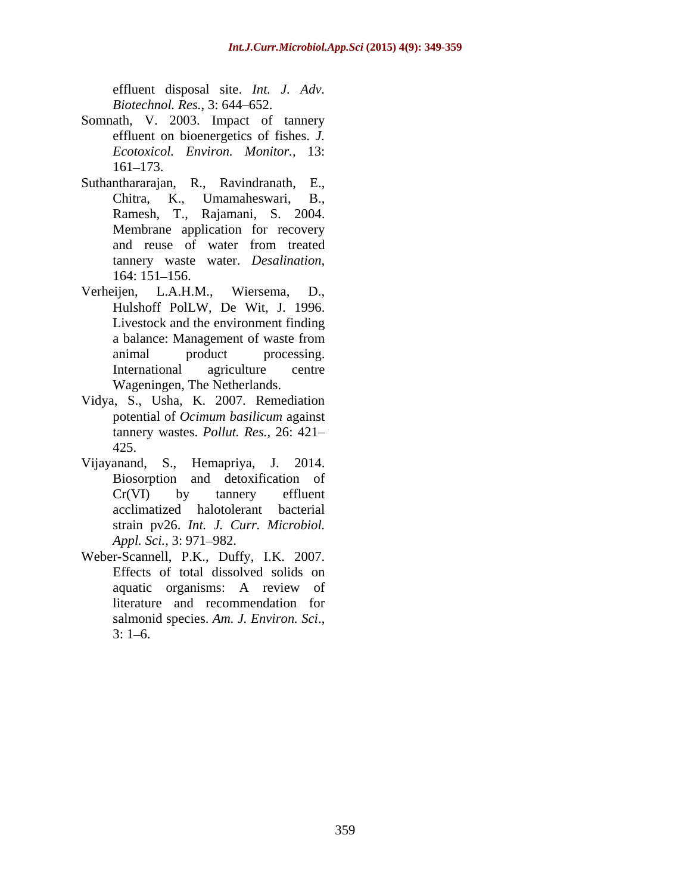effluent disposal site. *Int. J. Adv. Biotechnol. Res.*, 3: 644–652.

Somnath, V. 2003. Impact of tannery effluent on bioenergetics of fishes. *J. Ecotoxicol. Environ. Monitor.,* 13: 161–173.

Suthanthararajan, R., Ravindranath, E., Chitra, K., Umamaheswari, B., Ramesh, T., Rajamani, S. 2004. Membrane application for recovery and reuse of water from treated tannery waste water. *Desalination,* 164: 151–156.

Verheijen, L.A.H.M., Wiersema, D., Hulshoff PolLW, De Wit, J. 1996. Livestock and the environment finding a balance: Management of waste from animal product processing. International agriculture centre Wageningen, The Netherlands.

Vidya, S., Usha, K. 2007. Remediation potential of *Ocimum basilicum* against tannery wastes. *Pollut. Res.,* 26: 421–425.

Vijayanand, S., Hemapriya, J. 2014. Biosorption and detoxification of Cr(VI) by tannery effluent acclimatized halotolerant bacterial strain pv26. *Int. J. Curr. Microbiol. Appl. Sci.,* 3: 971–982.

Weber-Scannell, P.K., Duffy, I.K. 2007. Effects of total dissolved solids on aquatic organisms: A review of literature and recommendation for salmonid species. *Am. J. Environ. Sci*., 3: 1–6.